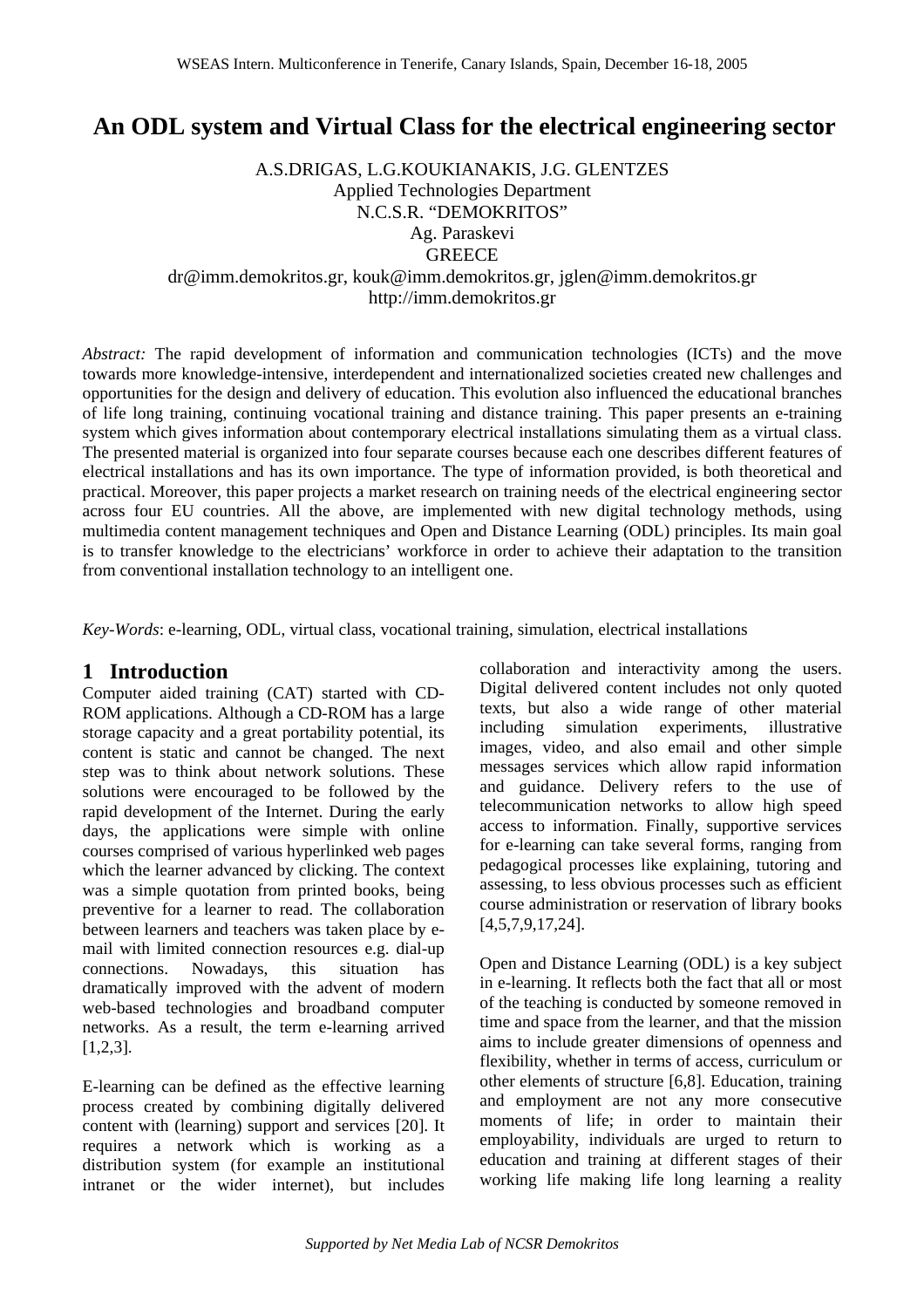# An ODL system and Virtual Class for the electrical engineering sector

A.S.DRIGAS, L.G.KOUKIANAKIS, J.G. GLENTZES
Applied Technologies Department
N.C.S.R. "DEMOKRITOS"
Ag. Paraskevi
GREECE
dr@imm.demokritos.gr, kouk@imm.demokritos.gr, jglen@imm.demokritos.gr
http://imm.demokritos.gr

*Abstract:* The rapid development of information and communication technologies (ICTs) and the move towards more knowledge-intensive, interdependent and internationalized societies created new challenges and opportunities for the design and delivery of education. This evolution also influenced the educational branches of life long training, continuing vocational training and distance training. This paper presents an e-training system which gives information about contemporary electrical installations simulating them as a virtual class. The presented material is organized into four separate courses because each one describes different features of electrical installations and has its own importance. The type of information provided, is both theoretical and practical. Moreover, this paper projects a market research on training needs of the electrical engineering sector across four EU countries. All the above, are implemented with new digital technology methods, using multimedia content management techniques and Open and Distance Learning (ODL) principles. Its main goal is to transfer knowledge to the electricians' workforce in order to achieve their adaptation to the transition from conventional installation technology to an intelligent one.

*Key-Words*: e-learning, ODL, virtual class, vocational training, simulation, electrical installations

## 1 Introduction

Computer aided training (CAT) started with CD-ROM applications. Although a CD-ROM has a large storage capacity and a great portability potential, its content is static and cannot be changed. The next step was to think about network solutions. These solutions were encouraged to be followed by the rapid development of the Internet. During the early days, the applications were simple with online courses comprised of various hyperlinked web pages which the learner advanced by clicking. The context was a simple quotation from printed books, being preventive for a learner to read. The collaboration between learners and teachers was taken place by e-mail with limited connection resources e.g. dial-up connections. Nowadays, this situation has dramatically improved with the advent of modern web-based technologies and broadband computer networks. As a result, the term e-learning arrived [1,2,3].

E-learning can be defined as the effective learning process created by combining digitally delivered content with (learning) support and services [20]. It requires a network which is working as a distribution system (for example an institutional intranet or the wider internet), but includes collaboration and interactivity among the users. Digital delivered content includes not only quoted texts, but also a wide range of other material including simulation experiments, illustrative images, video, and also email and other simple messages services which allow rapid information and guidance. Delivery refers to the use of telecommunication networks to allow high speed access to information. Finally, supportive services for e-learning can take several forms, ranging from pedagogical processes like explaining, tutoring and assessing, to less obvious processes such as efficient course administration or reservation of library books [4,5,7,9,17,24].

Open and Distance Learning (ODL) is a key subject in e-learning. It reflects both the fact that all or most of the teaching is conducted by someone removed in time and space from the learner, and that the mission aims to include greater dimensions of openness and flexibility, whether in terms of access, curriculum or other elements of structure [6,8]. Education, training and employment are not any more consecutive moments of life; in order to maintain their employability, individuals are urged to return to education and training at different stages of their working life making life long learning a reality

*Supported by Net Media Lab of NCSR Demokritos*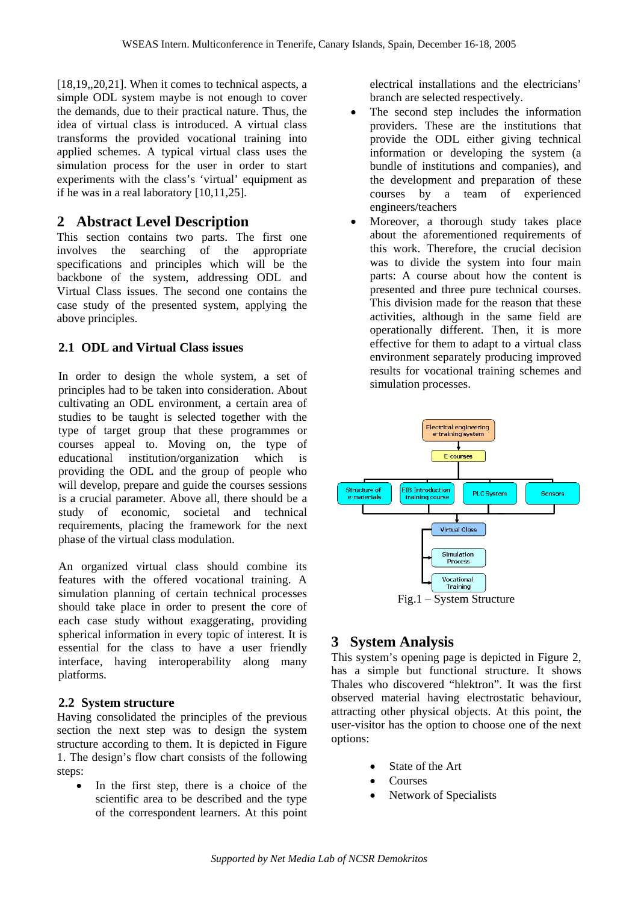[18,19,,20,21]. When it comes to technical aspects, a simple ODL system maybe is not enough to cover the demands, due to their practical nature. Thus, the idea of virtual class is introduced. A virtual class transforms the provided vocational training into applied schemes. A typical virtual class uses the simulation process for the user in order to start experiments with the class's 'virtual' equipment as if he was in a real laboratory [10,11,25].

## 2 Abstract Level Description

This section contains two parts. The first one involves the searching of the appropriate specifications and principles which will be the backbone of the system, addressing ODL and Virtual Class issues. The second one contains the case study of the presented system, applying the above principles.

### 2.1 ODL and Virtual Class issues

In order to design the whole system, a set of principles had to be taken into consideration. About cultivating an ODL environment, a certain area of studies to be taught is selected together with the type of target group that these programmes or courses appeal to. Moving on, the type of educational institution/organization which is providing the ODL and the group of people who will develop, prepare and guide the courses sessions is a crucial parameter. Above all, there should be a study of economic, societal and technical requirements, placing the framework for the next phase of the virtual class modulation.

An organized virtual class should combine its features with the offered vocational training. A simulation planning of certain technical processes should take place in order to present the core of each case study without exaggerating, providing spherical information in every topic of interest. It is essential for the class to have a user friendly interface, having interoperability along many platforms.

### 2.2 System structure

Having consolidated the principles of the previous section the next step was to design the system structure according to them. It is depicted in Figure 1. The design's flow chart consists of the following steps:

- In the first step, there is a choice of the scientific area to be described and the type of the correspondent learners. At this point electrical installations and the electricians' branch are selected respectively.
- The second step includes the information providers. These are the institutions that provide the ODL either giving technical information or developing the system (a bundle of institutions and companies), and the development and preparation of these courses by a team of experienced engineers/teachers
- Moreover, a thorough study takes place about the aforementioned requirements of this work. Therefore, the crucial decision was to divide the system into four main parts: A course about how the content is presented and three pure technical courses. This division made for the reason that these activities, although in the same field are operationally different. Then, it is more effective for them to adapt to a virtual class environment separately producing improved results for vocational training schemes and simulation processes.

Electrical engineering e-training system → E-courses → Structure of e-materials | EIB Introduction training course | PLC System | Sensors → Virtual Class → Simulation Process; Vocational Training

Fig.1 – System Structure

## 3 System Analysis

This system's opening page is depicted in Figure 2, has a simple but functional structure. It shows Thales who discovered "hlektron". It was the first observed material having electrostatic behaviour, attracting other physical objects. At this point, the user-visitor has the option to choose one of the next options:

- State of the Art
- Courses
- Network of Specialists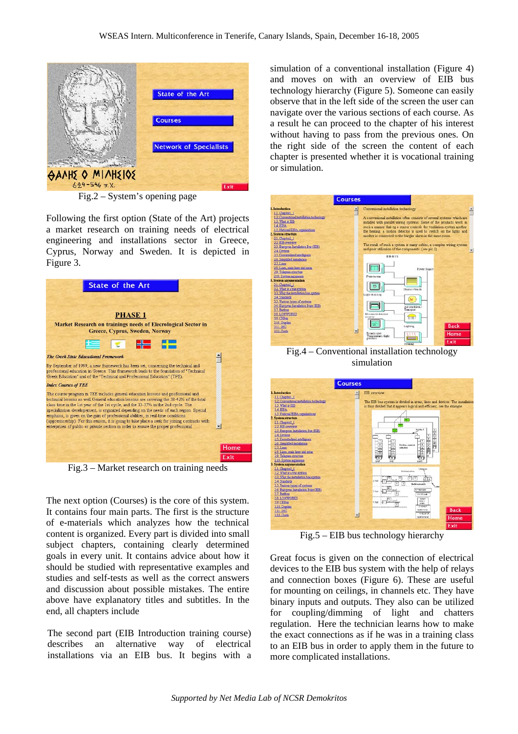Fig.2 – System's opening page

Following the first option (State of the Art) projects a market research on training needs of electrical engineering and installations sector in Greece, Cyprus, Norway and Sweden. It is depicted in Figure 3.

Fig.3 – Market research on training needs

The next option (Courses) is the core of this system. It contains four main parts. The first is the technical of e-materials which analyzes how the technical content is organized. Every part is divided into small subject chapters, containing clearly determined goals in every unit. It contains advice about how it should be studied with representative examples and studies and self-tests as well as the correct answers and discussion about possible mistakes. The entire above have explanatory titles and subtitles. In the end, all chapters include

The second part (EIB Introduction training course) describes an alternative way of electrical installations via an EIB bus. It begins with a simulation of a conventional installation (Figure 4) and moves on with an overview of EIB bus technology hierarchy (Figure 5). Someone can easily observe that in the left side of the screen the user can navigate over the various sections of each course. As a result he can proceed to the chapter of his interest without having to pass from the previous ones. On the right side of the screen the content of each chapter is presented whether it is vocational training or simulation.

Fig.4 – Conventional installation technology simulation

Fig.5 – EIB bus technology hierarchy

Great focus is given on the connection of electrical devices to the EIB bus system with the help of relays and connection boxes (Figure 6). These are useful for mounting on ceilings, in channels etc. They have binary inputs and outputs. They also can be utilized for coupling/dimming of light and chatters regulation. Here the technician learns how to make the exact connections as if he was in a training class to an EIB bus in order to apply them in the future to more complicated installations.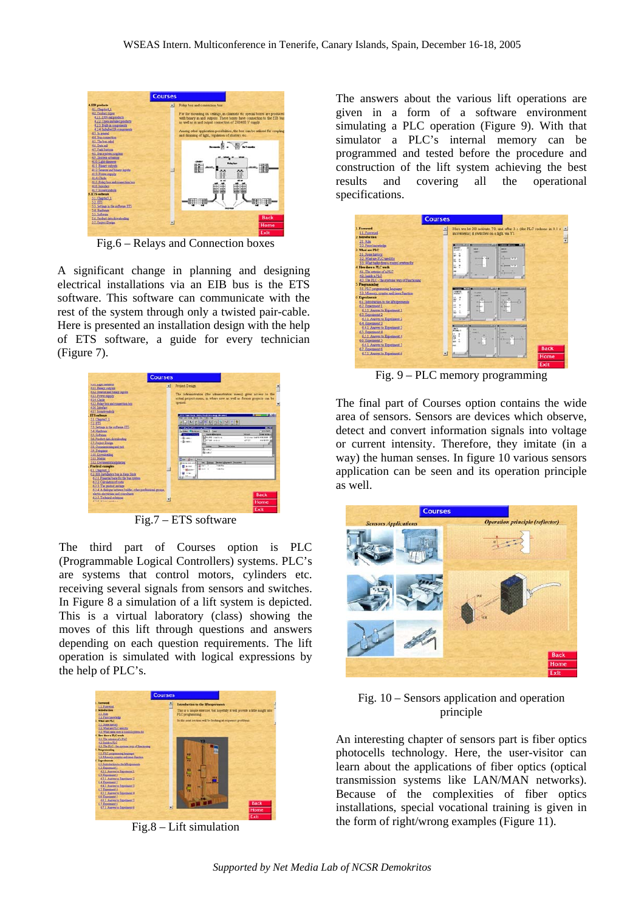Fig.6 – Relays and Connection boxes

A significant change in planning and designing electrical installations via an EIB bus is the ETS software. This software can communicate with the rest of the system through only a twisted pair-cable. Here is presented an installation design with the help of ETS software, a guide for every technician (Figure 7).

Fig.7 – ETS software

The third part of Courses option is PLC (Programmable Logical Controllers) systems. PLC's are systems that control motors, cylinders etc. receiving several signals from sensors and switches. In Figure 8 a simulation of a lift system is depicted. This is a virtual laboratory (class) showing the moves of this lift through questions and answers depending on each question requirements. The lift operation is simulated with logical expressions by the help of PLC's.

Fig.8 – Lift simulation

The answers about the various lift operations are given in a form of a software environment simulating a PLC operation (Figure 9). With that simulator a PLC's internal memory can be programmed and tested before the procedure and construction of the lift system achieving the best results and covering all the operational specifications.

Fig. 9 – PLC memory programming

The final part of Courses option contains the wide area of sensors. Sensors are devices which observe, detect and convert information signals into voltage or current intensity. Therefore, they imitate (in a way) the human senses. In figure 10 various sensors application can be seen and its operation principle as well.

Fig. 10 – Sensors application and operation principle

An interesting chapter of sensors part is fiber optics photocells technology. Here, the user-visitor can learn about the applications of fiber optics (optical transmission systems like LAN/MAN networks). Because of the complexities of fiber optics installations, special vocational training is given in the form of right/wrong examples (Figure 11).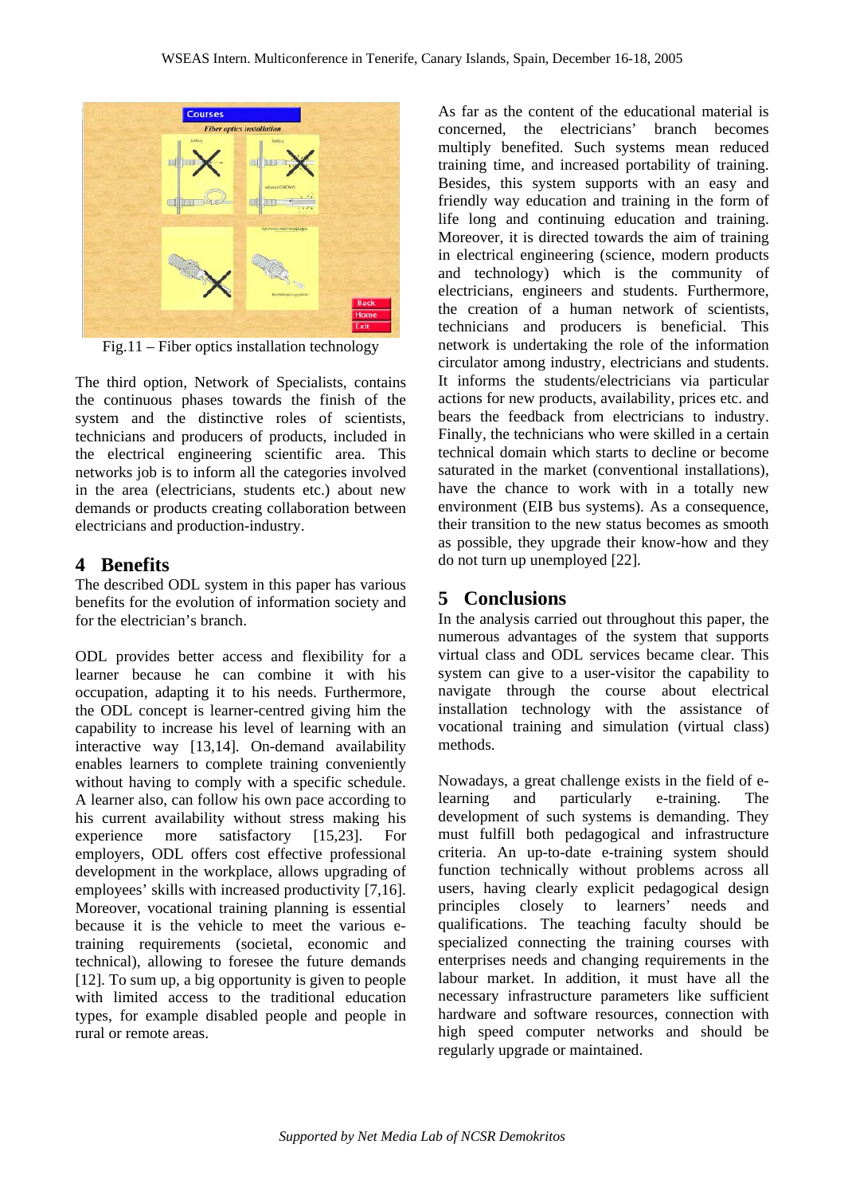Fig.11 – Fiber optics installation technology

The third option, Network of Specialists, contains the continuous phases towards the finish of the system and the distinctive roles of scientists, technicians and producers of products, included in the electrical engineering scientific area. This networks job is to inform all the categories involved in the area (electricians, students etc.) about new demands or products creating collaboration between electricians and production-industry.

## 4 Benefits

The described ODL system in this paper has various benefits for the evolution of information society and for the electrician's branch.

ODL provides better access and flexibility for a learner because he can combine it with his occupation, adapting it to his needs. Furthermore, the ODL concept is learner-centred giving him the capability to increase his level of learning with an interactive way [13,14]. On-demand availability enables learners to complete training conveniently without having to comply with a specific schedule. A learner also, can follow his own pace according to his current availability without stress making his experience more satisfactory [15,23]. For employers, ODL offers cost effective professional development in the workplace, allows upgrading of employees' skills with increased productivity [7,16]. Moreover, vocational training planning is essential because it is the vehicle to meet the various e-training requirements (societal, economic and technical), allowing to foresee the future demands [12]. To sum up, a big opportunity is given to people with limited access to the traditional education types, for example disabled people and people in rural or remote areas.

As far as the content of the educational material is concerned, the electricians' branch becomes multiply benefited. Such systems mean reduced training time, and increased portability of training. Besides, this system supports with an easy and friendly way education and training in the form of life long and continuing education and training. Moreover, it is directed towards the aim of training in electrical engineering (science, modern products and technology) which is the community of electricians, engineers and students. Furthermore, the creation of a human network of scientists, technicians and producers is beneficial. This network is undertaking the role of the information circulator among industry, electricians and students. It informs the students/electricians via particular actions for new products, availability, prices etc. and bears the feedback from electricians to industry. Finally, the technicians who were skilled in a certain technical domain which starts to decline or become saturated in the market (conventional installations), have the chance to work with in a totally new environment (EIB bus systems). As a consequence, their transition to the new status becomes as smooth as possible, they upgrade their know-how and they do not turn up unemployed [22].

## 5 Conclusions

In the analysis carried out throughout this paper, the numerous advantages of the system that supports virtual class and ODL services became clear. This system can give to a user-visitor the capability to navigate through the course about electrical installation technology with the assistance of vocational training and simulation (virtual class) methods.

Nowadays, a great challenge exists in the field of e-learning and particularly e-training. The development of such systems is demanding. They must fulfill both pedagogical and infrastructure criteria. An up-to-date e-training system should function technically without problems across all users, having clearly explicit pedagogical design principles closely to learners' needs and qualifications. The teaching faculty should be specialized connecting the training courses with enterprises needs and changing requirements in the labour market. In addition, it must have all the necessary infrastructure parameters like sufficient hardware and software resources, connection with high speed computer networks and should be regularly upgrade or maintained.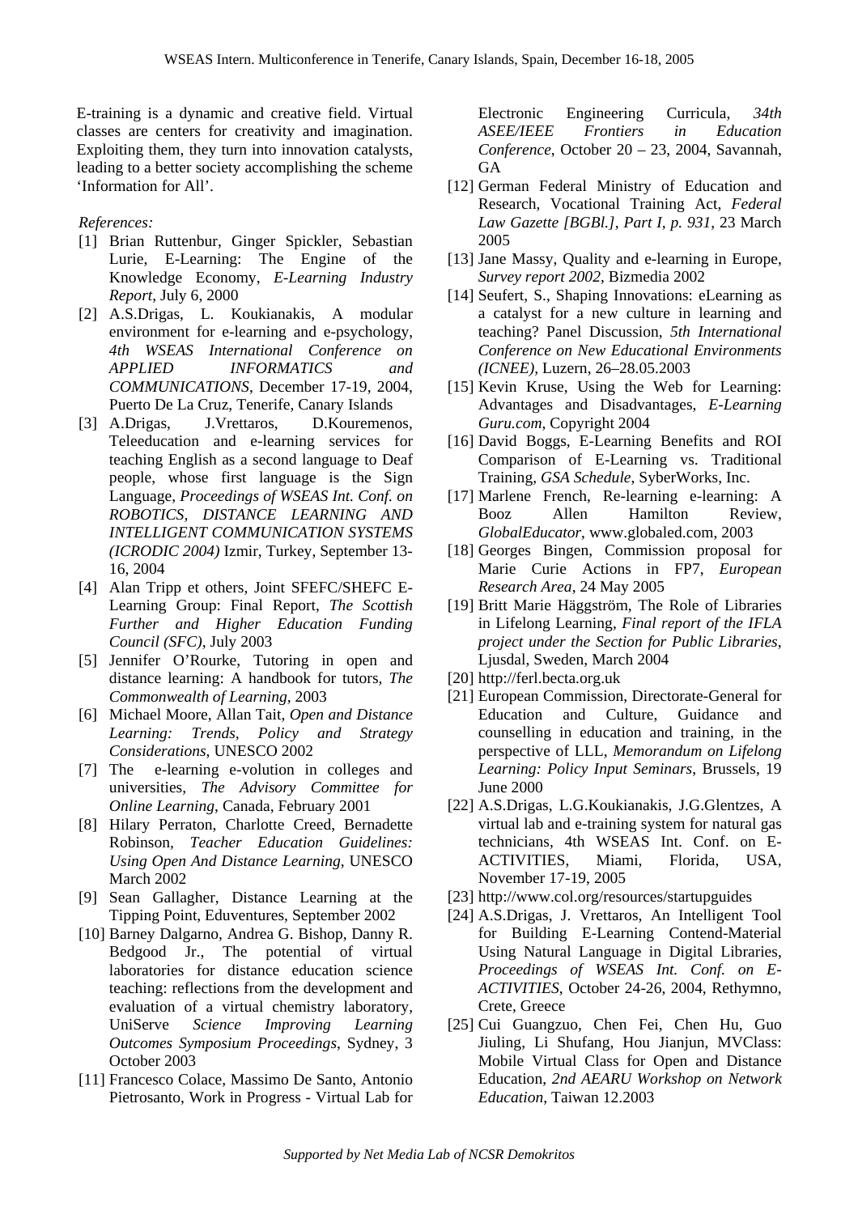E-training is a dynamic and creative field. Virtual classes are centers for creativity and imagination. Exploiting them, they turn into innovation catalysts, leading to a better society accomplishing the scheme 'Information for All'.

*References:*

[1] Brian Ruttenbur, Ginger Spickler, Sebastian Lurie, E-Learning: The Engine of the Knowledge Economy, *E-Learning Industry Report*, July 6, 2000

[2] A.S.Drigas, L. Koukianakis, A modular environment for e-learning and e-psychology, *4th WSEAS International Conference on APPLIED INFORMATICS and COMMUNICATIONS*, December 17-19, 2004, Puerto De La Cruz, Tenerife, Canary Islands

[3] A.Drigas, J.Vrettaros, D.Kouremenos, Teleeducation and e-learning services for teaching English as a second language to Deaf people, whose first language is the Sign Language, *Proceedings of WSEAS Int. Conf. on ROBOTICS, DISTANCE LEARNING AND INTELLIGENT COMMUNICATION SYSTEMS (ICRODIC 2004)* Izmir, Turkey, September 13-16, 2004

[4] Alan Tripp et others, Joint SFEFC/SHEFC E-Learning Group: Final Report, *The Scottish Further and Higher Education Funding Council (SFC)*, July 2003

[5] Jennifer O'Rourke, Tutoring in open and distance learning: A handbook for tutors, *The Commonwealth of Learning*, 2003

[6] Michael Moore, Allan Tait, *Open and Distance Learning: Trends, Policy and Strategy Considerations*, UNESCO 2002

[7] The e-learning e-volution in colleges and universities, *The Advisory Committee for Online Learning*, Canada, February 2001

[8] Hilary Perraton, Charlotte Creed, Bernadette Robinson, *Teacher Education Guidelines: Using Open And Distance Learning*, UNESCO March 2002

[9] Sean Gallagher, Distance Learning at the Tipping Point, Eduventures, September 2002

[10] Barney Dalgarno, Andrea G. Bishop, Danny R. Bedgood Jr., The potential of virtual laboratories for distance education science teaching: reflections from the development and evaluation of a virtual chemistry laboratory, UniServe *Science Improving Learning Outcomes Symposium Proceedings*, Sydney, 3 October 2003

[11] Francesco Colace, Massimo De Santo, Antonio Pietrosanto, Work in Progress - Virtual Lab for Electronic Engineering Curricula, *34th ASEE/IEEE Frontiers in Education Conference*, October 20 – 23, 2004, Savannah, GA

[12] German Federal Ministry of Education and Research, Vocational Training Act, *Federal Law Gazette [BGBl.], Part I, p. 931*, 23 March 2005

[13] Jane Massy, Quality and e-learning in Europe, *Survey report 2002*, Bizmedia 2002

[14] Seufert, S., Shaping Innovations: eLearning as a catalyst for a new culture in learning and teaching? Panel Discussion, *5th International Conference on New Educational Environments (ICNEE)*, Luzern, 26–28.05.2003

[15] Kevin Kruse, Using the Web for Learning: Advantages and Disadvantages, *E-Learning Guru.com*, Copyright 2004

[16] David Boggs, E-Learning Benefits and ROI Comparison of E-Learning vs. Traditional Training, *GSA Schedule*, SyberWorks, Inc.

[17] Marlene French, Re-learning e-learning: A Booz Allen Hamilton Review, *GlobalEducator*, www.globaled.com, 2003

[18] Georges Bingen, Commission proposal for Marie Curie Actions in FP7, *European Research Area*, 24 May 2005

[19] Britt Marie Häggström, The Role of Libraries in Lifelong Learning, *Final report of the IFLA project under the Section for Public Libraries*, Ljusdal, Sweden, March 2004

[20] http://ferl.becta.org.uk

[21] European Commission, Directorate-General for Education and Culture, Guidance and counselling in education and training, in the perspective of LLL, *Memorandum on Lifelong Learning: Policy Input Seminars*, Brussels, 19 June 2000

[22] A.S.Drigas, L.G.Koukianakis, J.G.Glentzes, A virtual lab and e-training system for natural gas technicians, 4th WSEAS Int. Conf. on E-ACTIVITIES, Miami, Florida, USA, November 17-19, 2005

[23] http://www.col.org/resources/startupguides

[24] A.S.Drigas, J. Vrettaros, An Intelligent Tool for Building E-Learning Contend-Material Using Natural Language in Digital Libraries, *Proceedings of WSEAS Int. Conf. on E-ACTIVITIES*, October 24-26, 2004, Rethymno, Crete, Greece

[25] Cui Guangzuo, Chen Fei, Chen Hu, Guo Jiuling, Li Shufang, Hou Jianjun, MVClass: Mobile Virtual Class for Open and Distance Education, *2nd AEARU Workshop on Network Education*, Taiwan 12.2003